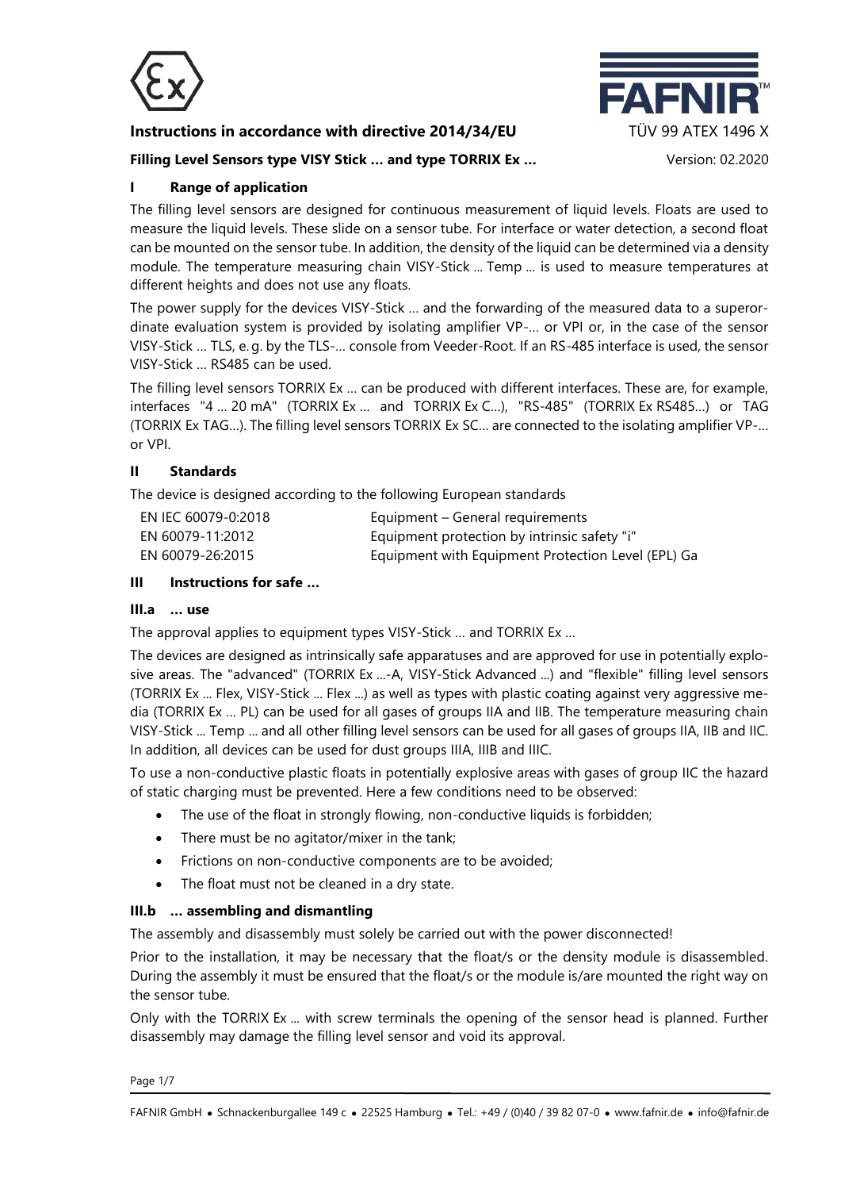**Instructions in accordance with directive 2014/34/EU** TÜV 99 ATEX 1496 X

**Filling Level Sensors type VISY Stick … and type TORRIX Ex …** Version: 02.2020

## I Range of application

The filling level sensors are designed for continuous measurement of liquid levels. Floats are used to measure the liquid levels. These slide on a sensor tube. For interface or water detection, a second float can be mounted on the sensor tube. In addition, the density of the liquid can be determined via a density module. The temperature measuring chain VISY-Stick ... Temp ... is used to measure temperatures at different heights and does not use any floats.

The power supply for the devices VISY-Stick … and the forwarding of the measured data to a superordinate evaluation system is provided by isolating amplifier VP-… or VPI or, in the case of the sensor VISY-Stick … TLS, e. g. by the TLS-… console from Veeder-Root. If an RS-485 interface is used, the sensor VISY-Stick … RS485 can be used.

The filling level sensors TORRIX Ex … can be produced with different interfaces. These are, for example, interfaces "4 … 20 mA" (TORRIX Ex … and TORRIX Ex C…), "RS-485" (TORRIX Ex RS485…) or TAG (TORRIX Ex TAG…). The filling level sensors TORRIX Ex SC… are connected to the isolating amplifier VP-… or VPI.

## II Standards

The device is designed according to the following European standards

| | |
|---|---|
| EN IEC 60079-0:2018 | Equipment – General requirements |
| EN 60079-11:2012 | Equipment protection by intrinsic safety "i" |
| EN 60079-26:2015 | Equipment with Equipment Protection Level (EPL) Ga |

## III Instructions for safe …

### III.a … use

The approval applies to equipment types VISY-Stick … and TORRIX Ex …

The devices are designed as intrinsically safe apparatuses and are approved for use in potentially explosive areas. The "advanced" (TORRIX Ex ...-A, VISY-Stick Advanced ...) and "flexible" filling level sensors (TORRIX Ex ... Flex, VISY-Stick ... Flex ...) as well as types with plastic coating against very aggressive media (TORRIX Ex … PL) can be used for all gases of groups IIA and IIB. The temperature measuring chain VISY-Stick ... Temp ... and all other filling level sensors can be used for all gases of groups IIA, IIB and IIC. In addition, all devices can be used for dust groups IIIA, IIIB and IIIC.

To use a non-conductive plastic floats in potentially explosive areas with gases of group IIC the hazard of static charging must be prevented. Here a few conditions need to be observed:

- The use of the float in strongly flowing, non-conductive liquids is forbidden;
- There must be no agitator/mixer in the tank;
- Frictions on non-conductive components are to be avoided;
- The float must not be cleaned in a dry state.

### III.b … assembling and dismantling

The assembly and disassembly must solely be carried out with the power disconnected!

Prior to the installation, it may be necessary that the float/s or the density module is disassembled. During the assembly it must be ensured that the float/s or the module is/are mounted the right way on the sensor tube.

Only with the TORRIX Ex ... with screw terminals the opening of the sensor head is planned. Further disassembly may damage the filling level sensor and void its approval.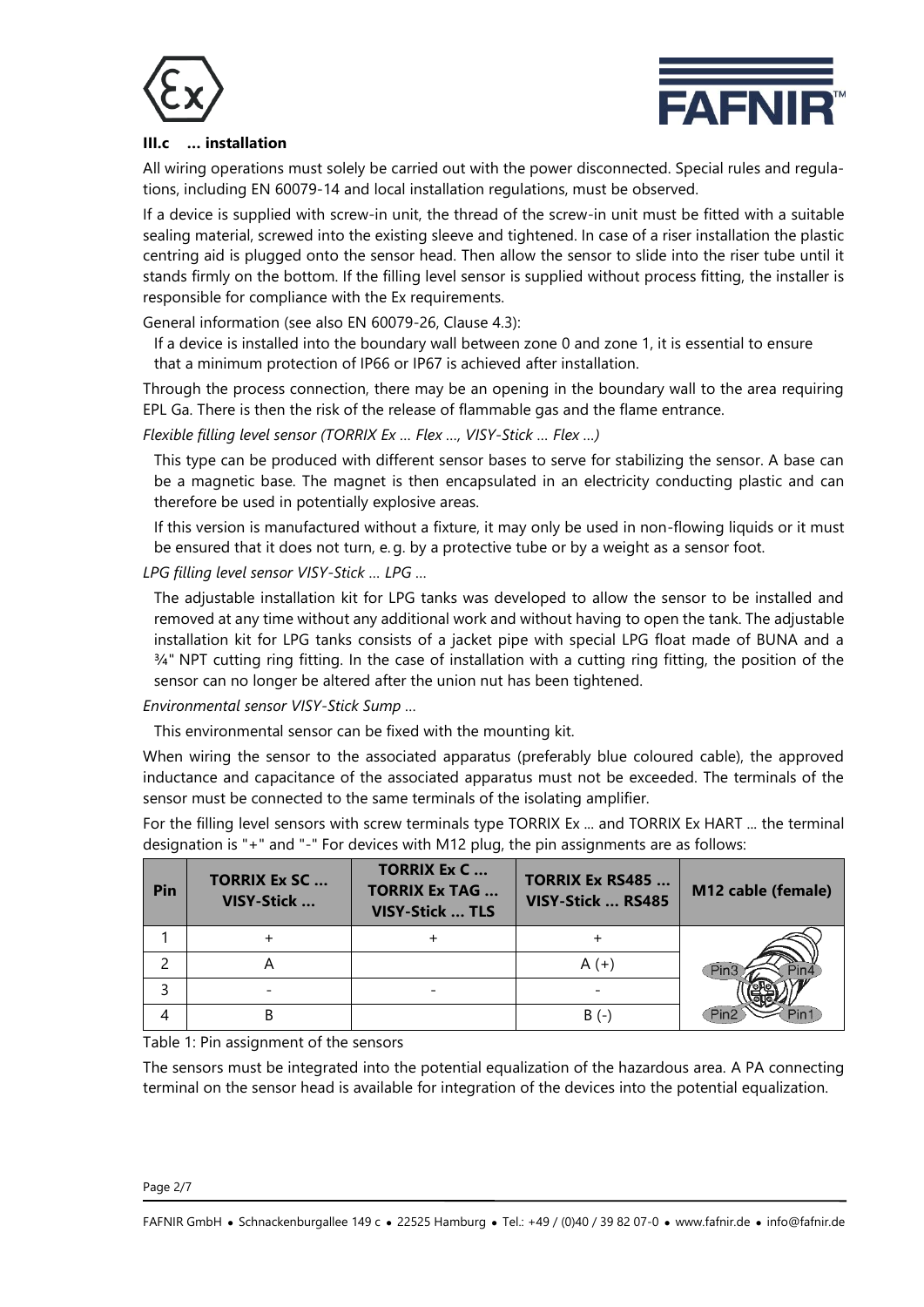### III.c … installation

All wiring operations must solely be carried out with the power disconnected. Special rules and regulations, including EN 60079-14 and local installation regulations, must be observed.

If a device is supplied with screw-in unit, the thread of the screw-in unit must be fitted with a suitable sealing material, screwed into the existing sleeve and tightened. In case of a riser installation the plastic centring aid is plugged onto the sensor head. Then allow the sensor to slide into the riser tube until it stands firmly on the bottom. If the filling level sensor is supplied without process fitting, the installer is responsible for compliance with the Ex requirements.

General information (see also EN 60079-26, Clause 4.3):

If a device is installed into the boundary wall between zone 0 and zone 1, it is essential to ensure that a minimum protection of IP66 or IP67 is achieved after installation.

Through the process connection, there may be an opening in the boundary wall to the area requiring EPL Ga. There is then the risk of the release of flammable gas and the flame entrance.

*Flexible filling level sensor (TORRIX Ex … Flex …, VISY-Stick … Flex …)*

This type can be produced with different sensor bases to serve for stabilizing the sensor. A base can be a magnetic base. The magnet is then encapsulated in an electricity conducting plastic and can therefore be used in potentially explosive areas.

If this version is manufactured without a fixture, it may only be used in non-flowing liquids or it must be ensured that it does not turn, e. g. by a protective tube or by a weight as a sensor foot.

*LPG filling level sensor VISY-Stick … LPG …*

The adjustable installation kit for LPG tanks was developed to allow the sensor to be installed and removed at any time without any additional work and without having to open the tank. The adjustable installation kit for LPG tanks consists of a jacket pipe with special LPG float made of BUNA and a ¾" NPT cutting ring fitting. In the case of installation with a cutting ring fitting, the position of the sensor can no longer be altered after the union nut has been tightened.

*Environmental sensor VISY-Stick Sump …*

This environmental sensor can be fixed with the mounting kit.

When wiring the sensor to the associated apparatus (preferably blue coloured cable), the approved inductance and capacitance of the associated apparatus must not be exceeded. The terminals of the sensor must be connected to the same terminals of the isolating amplifier.

For the filling level sensors with screw terminals type TORRIX Ex ... and TORRIX Ex HART ... the terminal designation is "+" and "-" For devices with M12 plug, the pin assignments are as follows:

| Pin | TORRIX Ex SC … VISY-Stick … | TORRIX Ex C … TORRIX Ex TAG … VISY-Stick … TLS | TORRIX Ex RS485 … VISY-Stick … RS485 | M12 cable (female) |
|---|---|---|---|---|
| 1 | + | + | + | |
| 2 | A | | A (+) | Pin3 Pin4 |
| 3 | - | - | - | |
| 4 | B | | B (-) | Pin2 Pin1 |

Table 1: Pin assignment of the sensors

The sensors must be integrated into the potential equalization of the hazardous area. A PA connecting terminal on the sensor head is available for integration of the devices into the potential equalization.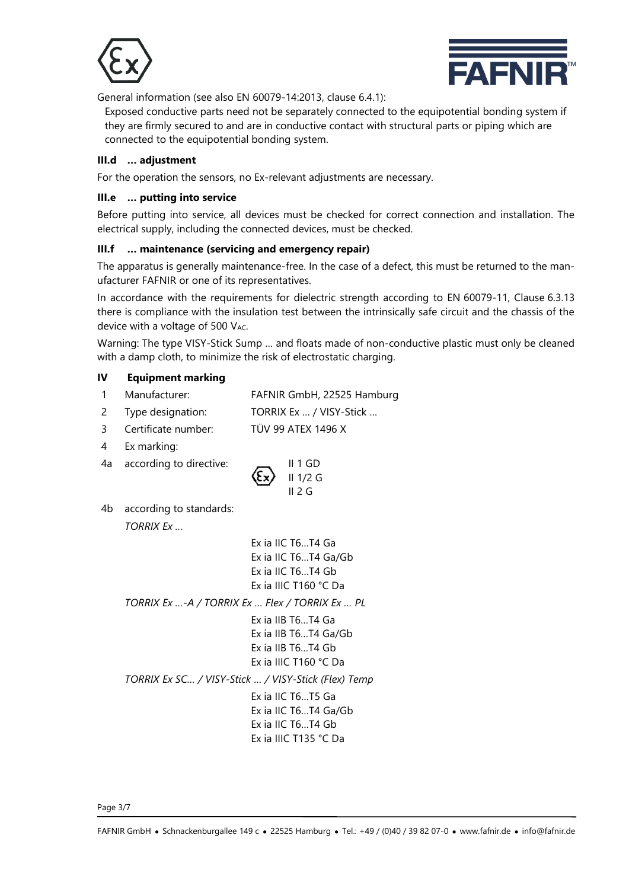General information (see also EN 60079-14:2013, clause 6.4.1):

Exposed conductive parts need not be separately connected to the equipotential bonding system if they are firmly secured to and are in conductive contact with structural parts or piping which are connected to the equipotential bonding system.

**III.d … adjustment**

For the operation the sensors, no Ex-relevant adjustments are necessary.

**III.e … putting into service**

Before putting into service, all devices must be checked for correct connection and installation. The electrical supply, including the connected devices, must be checked.

**III.f … maintenance (servicing and emergency repair)**

The apparatus is generally maintenance-free. In the case of a defect, this must be returned to the manufacturer FAFNIR or one of its representatives.

In accordance with the requirements for dielectric strength according to EN 60079-11, Clause 6.3.13 there is compliance with the insulation test between the intrinsically safe circuit and the chassis of the device with a voltage of 500 $V_{AC}$.

Warning: The type VISY-Stick Sump … and floats made of non-conductive plastic must only be cleaned with a damp cloth, to minimize the risk of electrostatic charging.

**IV Equipment marking**

1 Manufacturer: FAFNIR GmbH, 22525 Hamburg

2 Type designation: TORRIX Ex … / VISY-Stick …

3 Certificate number: TÜV 99 ATEX 1496 X

4 Ex marking:

4a according to directive: Ex
II 1 GD
II 1/2 G
II 2 G

4b according to standards:

*TORRIX Ex …*

Ex ia IIC T6…T4 Ga
Ex ia IIC T6…T4 Ga/Gb
Ex ia IIC T6…T4 Gb
Ex ia IIIC T160 °C Da

*TORRIX Ex …-A / TORRIX Ex … Flex / TORRIX Ex … PL*

Ex ia IIB T6…T4 Ga
Ex ia IIB T6…T4 Ga/Gb
Ex ia IIB T6…T4 Gb
Ex ia IIIC T160 °C Da

*TORRIX Ex SC… / VISY-Stick … / VISY-Stick (Flex) Temp*

Ex ia IIC T6…T5 Ga
Ex ia IIC T6…T4 Ga/Gb
Ex ia IIC T6…T4 Gb
Ex ia IIIC T135 °C Da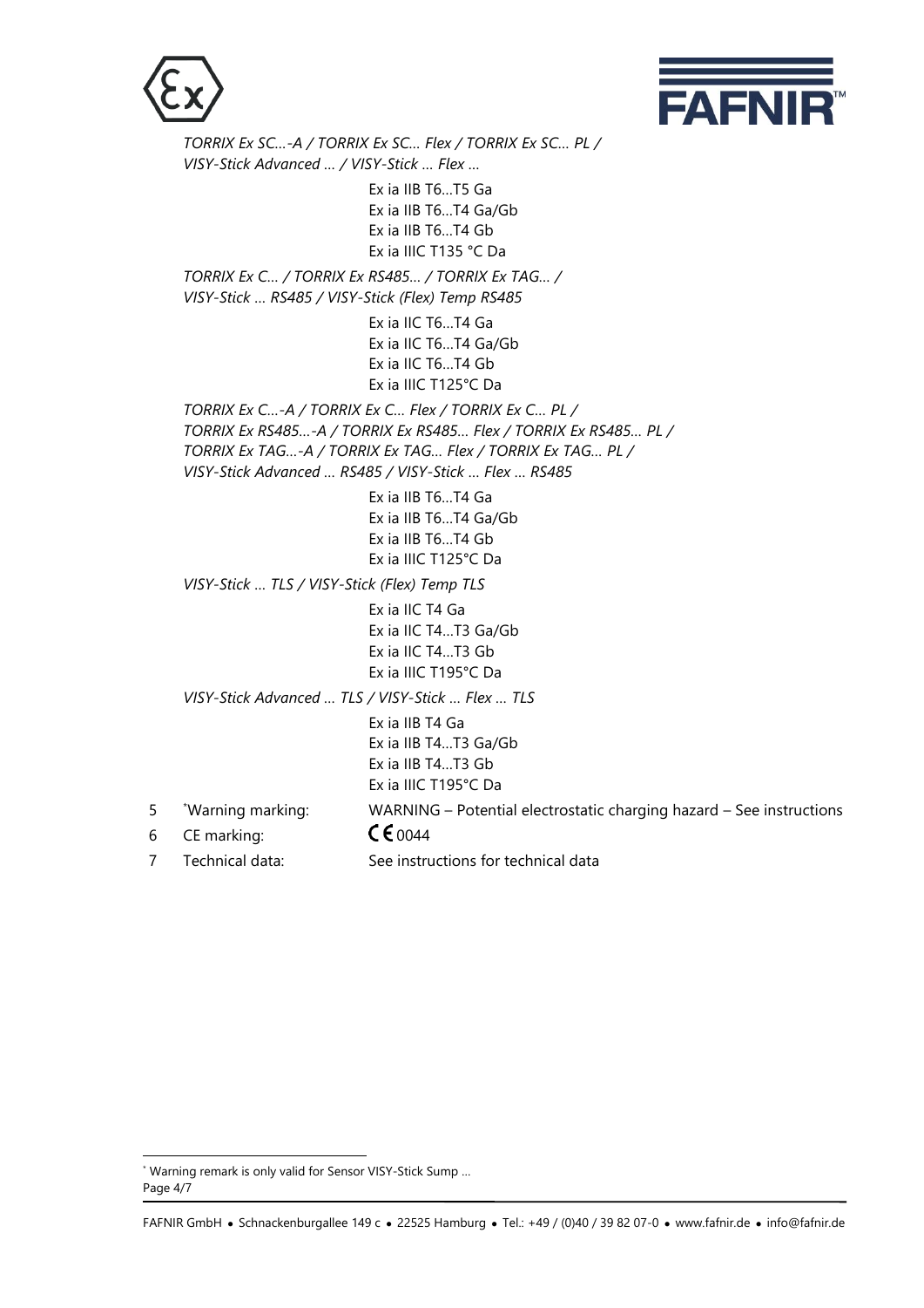*TORRIX Ex SC…-A / TORRIX Ex SC… Flex / TORRIX Ex SC… PL /*
*VISY-Stick Advanced … / VISY-Stick … Flex …*

Ex ia IIB T6…T5 Ga
Ex ia IIB T6…T4 Ga/Gb
Ex ia IIB T6…T4 Gb
Ex ia IIIC T135 °C Da

*TORRIX Ex C… / TORRIX Ex RS485… / TORRIX Ex TAG… /*
*VISY-Stick … RS485 / VISY-Stick (Flex) Temp RS485*

Ex ia IIC T6…T4 Ga
Ex ia IIC T6…T4 Ga/Gb
Ex ia IIC T6…T4 Gb
Ex ia IIIC T125°C Da

*TORRIX Ex C…-A / TORRIX Ex C… Flex / TORRIX Ex C… PL /*
*TORRIX Ex RS485…-A / TORRIX Ex RS485… Flex / TORRIX Ex RS485… PL /*
*TORRIX Ex TAG…-A / TORRIX Ex TAG… Flex / TORRIX Ex TAG… PL /*
*VISY-Stick Advanced … RS485 / VISY-Stick … Flex … RS485*

Ex ia IIB T6…T4 Ga
Ex ia IIB T6…T4 Ga/Gb
Ex ia IIB T6…T4 Gb
Ex ia IIIC T125°C Da

*VISY-Stick … TLS / VISY-Stick (Flex) Temp TLS*

Ex ia IIC T4 Ga
Ex ia IIC T4…T3 Ga/Gb
Ex ia IIC T4…T3 Gb
Ex ia IIIC T195°C Da

*VISY-Stick Advanced … TLS / VISY-Stick … Flex … TLS*

Ex ia IIB T4 Ga
Ex ia IIB T4…T3 Ga/Gb
Ex ia IIB T4…T3 Gb
Ex ia IIIC T195°C Da

5 *Warning marking: WARNING – Potential electrostatic charging hazard – See instructions

6 CE marking: CE 0044

7 Technical data: See instructions for technical data

* Warning remark is only valid for Sensor VISY-Stick Sump …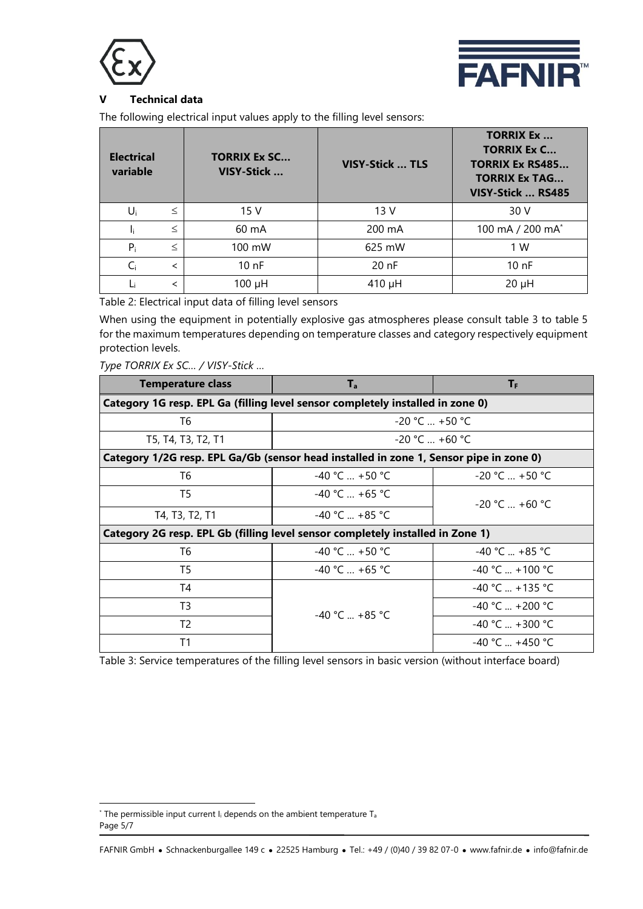## V Technical data

The following electrical input values apply to the filling level sensors:

| Electrical variable | | TORRIX Ex SC... VISY-Stick ... | VISY-Stick ... TLS | TORRIX Ex ... TORRIX Ex C... TORRIX Ex RS485... TORRIX Ex TAG... VISY-Stick ... RS485 |
|---|---|---|---|---|
| $U_i$ | ≤ | 15 V | 13 V | 30 V |
| $I_i$ | ≤ | 60 mA | 200 mA | 100 mA / 200 mA* |
| $P_i$ | ≤ | 100 mW | 625 mW | 1 W |
| $C_i$ | < | 10 nF | 20 nF | 10 nF |
| $L_i$ | < | 100 µH | 410 µH | 20 µH |

Table 2: Electrical input data of filling level sensors

When using the equipment in potentially explosive gas atmospheres please consult table 3 to table 5 for the maximum temperatures depending on temperature classes and category respectively equipment protection levels.

*Type TORRIX Ex SC... / VISY-Stick ...*

| Temperature class | $T_a$ | $T_F$ |
|---|---|---|
| **Category 1G resp. EPL Ga (filling level sensor completely installed in zone 0)** | | |
| T6 | -20 °C ... +50 °C | |
| T5, T4, T3, T2, T1 | -20 °C ... +60 °C | |
| **Category 1/2G resp. EPL Ga/Gb (sensor head installed in zone 1, Sensor pipe in zone 0)** | | |
| T6 | -40 °C ... +50 °C | -20 °C ... +50 °C |
| T5 | -40 °C ... +65 °C | -20 °C ... +60 °C |
| T4, T3, T2, T1 | -40 °C ... +85 °C | |
| **Category 2G resp. EPL Gb (filling level sensor completely installed in Zone 1)** | | |
| T6 | -40 °C ... +50 °C | -40 °C ... +85 °C |
| T5 | -40 °C ... +65 °C | -40 °C ... +100 °C |
| T4 | -40 °C ... +85 °C | -40 °C ... +135 °C |
| T3 | | -40 °C ... +200 °C |
| T2 | | -40 °C ... +300 °C |
| T1 | | -40 °C ... +450 °C |

Table 3: Service temperatures of the filling level sensors in basic version (without interface board)

* The permissible input current $I_i$ depends on the ambient temperature $T_a$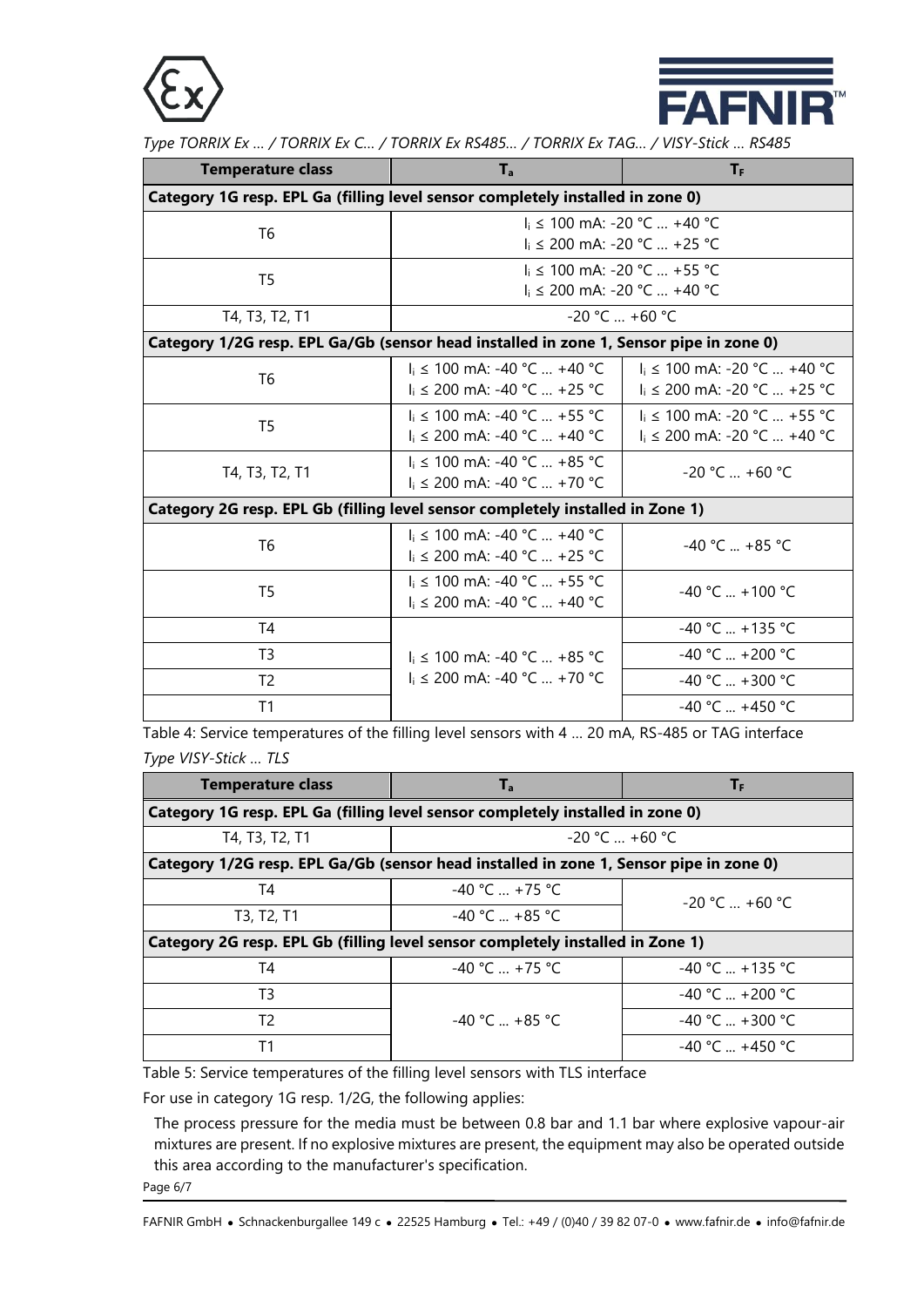*Type TORRIX Ex ... / TORRIX Ex C... / TORRIX Ex RS485... / TORRIX Ex TAG... / VISY-Stick ... RS485*

| Temperature class | $T_a$ | $T_F$ |
|---|---|---|
| **Category 1G resp. EPL Ga (filling level sensor completely installed in zone 0)** | | |
| T6 | $I_i \leq$ 100 mA: -20 °C ... +40 °C<br>$I_i \leq$ 200 mA: -20 °C ... +25 °C | |
| T5 | $I_i \leq$ 100 mA: -20 °C ... +55 °C<br>$I_i \leq$ 200 mA: -20 °C ... +40 °C | |
| T4, T3, T2, T1 | -20 °C ... +60 °C | |
| **Category 1/2G resp. EPL Ga/Gb (sensor head installed in zone 1, Sensor pipe in zone 0)** | | |
| T6 | $I_i \leq$ 100 mA: -40 °C ... +40 °C<br>$I_i \leq$ 200 mA: -40 °C ... +25 °C | $I_i \leq$ 100 mA: -20 °C ... +40 °C<br>$I_i \leq$ 200 mA: -20 °C ... +25 °C |
| T5 | $I_i \leq$ 100 mA: -40 °C ... +55 °C<br>$I_i \leq$ 200 mA: -40 °C ... +40 °C | $I_i \leq$ 100 mA: -20 °C ... +55 °C<br>$I_i \leq$ 200 mA: -20 °C ... +40 °C |
| T4, T3, T2, T1 | $I_i \leq$ 100 mA: -40 °C ... +85 °C<br>$I_i \leq$ 200 mA: -40 °C ... +70 °C | -20 °C ... +60 °C |
| **Category 2G resp. EPL Gb (filling level sensor completely installed in Zone 1)** | | |
| T6 | $I_i \leq$ 100 mA: -40 °C ... +40 °C<br>$I_i \leq$ 200 mA: -40 °C ... +25 °C | -40 °C ... +85 °C |
| T5 | $I_i \leq$ 100 mA: -40 °C ... +55 °C<br>$I_i \leq$ 200 mA: -40 °C ... +40 °C | -40 °C ... +100 °C |
| T4 | $I_i \leq$ 100 mA: -40 °C ... +85 °C<br>$I_i \leq$ 200 mA: -40 °C ... +70 °C | -40 °C ... +135 °C |
| T3 | | -40 °C ... +200 °C |
| T2 | | -40 °C ... +300 °C |
| T1 | | -40 °C ... +450 °C |

Table 4: Service temperatures of the filling level sensors with 4 ... 20 mA, RS-485 or TAG interface

*Type VISY-Stick ... TLS*

| Temperature class | $T_a$ | $T_F$ |
|---|---|---|
| **Category 1G resp. EPL Ga (filling level sensor completely installed in zone 0)** | | |
| T4, T3, T2, T1 | -20 °C ... +60 °C | |
| **Category 1/2G resp. EPL Ga/Gb (sensor head installed in zone 1, Sensor pipe in zone 0)** | | |
| T4 | -40 °C ... +75 °C | -20 °C ... +60 °C |
| T3, T2, T1 | -40 °C ... +85 °C | |
| **Category 2G resp. EPL Gb (filling level sensor completely installed in Zone 1)** | | |
| T4 | -40 °C ... +75 °C | -40 °C ... +135 °C |
| T3 | -40 °C ... +85 °C | -40 °C ... +200 °C |
| T2 | | -40 °C ... +300 °C |
| T1 | | -40 °C ... +450 °C |

Table 5: Service temperatures of the filling level sensors with TLS interface

For use in category 1G resp. 1/2G, the following applies:

The process pressure for the media must be between 0.8 bar and 1.1 bar where explosive vapour-air mixtures are present. If no explosive mixtures are present, the equipment may also be operated outside this area according to the manufacturer's specification.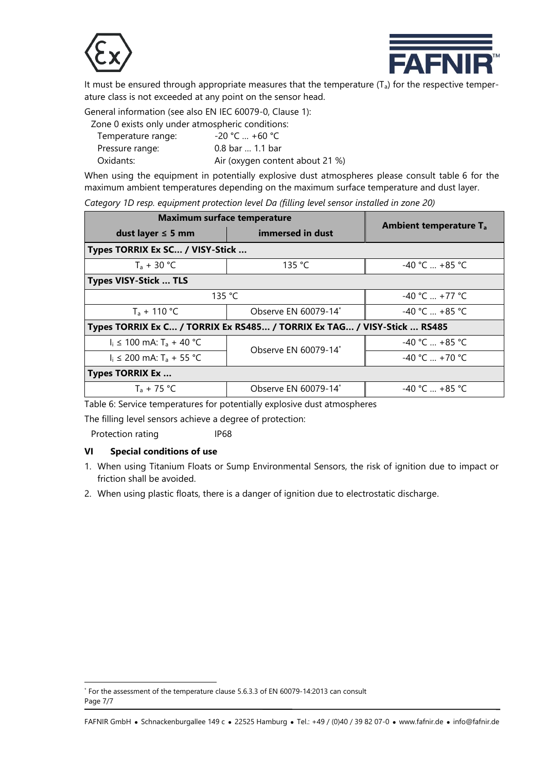It must be ensured through appropriate measures that the temperature ($T_a$) for the respective temperature class is not exceeded at any point on the sensor head.

General information (see also EN IEC 60079-0, Clause 1):

Zone 0 exists only under atmospheric conditions:

| | |
|---|---|
| Temperature range: | -20 °C … +60 °C |
| Pressure range: | 0.8 bar … 1.1 bar |
| Oxidants: | Air (oxygen content about 21 %) |

When using the equipment in potentially explosive dust atmospheres please consult table 6 for the maximum ambient temperatures depending on the maximum surface temperature and dust layer.

*Category 1D resp. equipment protection level Da (filling level sensor installed in zone 20)*

| Maximum surface temperature | | Ambient temperature $T_a$ |
|---|---|---|
| **dust layer ≤ 5 mm** | **immersed in dust** | |
| **Types TORRIX Ex SC… / VISY-Stick …** | | |
| $T_a$ + 30 °C | 135 °C | -40 °C … +85 °C |
| **Types VISY-Stick … TLS** | | |
| 135 °C | | -40 °C … +77 °C |
| $T_a$ + 110 °C | Observe EN 60079-14* | -40 °C … +85 °C |
| **Types TORRIX Ex C… / TORRIX Ex RS485… / TORRIX Ex TAG… / VISY-Stick … RS485** | | |
| $I_i$ ≤ 100 mA: $T_a$ + 40 °C | Observe EN 60079-14* | -40 °C … +85 °C |
| $I_i$ ≤ 200 mA: $T_a$ + 55 °C | | -40 °C … +70 °C |
| **Types TORRIX Ex …** | | |
| $T_a$ + 75 °C | Observe EN 60079-14* | -40 °C … +85 °C |

Table 6: Service temperatures for potentially explosive dust atmospheres

The filling level sensors achieve a degree of protection:

Protection rating IP68

## VI Special conditions of use

1. When using Titanium Floats or Sump Environmental Sensors, the risk of ignition due to impact or friction shall be avoided.
2. When using plastic floats, there is a danger of ignition due to electrostatic discharge.

* For the assessment of the temperature clause 5.6.3.3 of EN 60079-14:2013 can consult